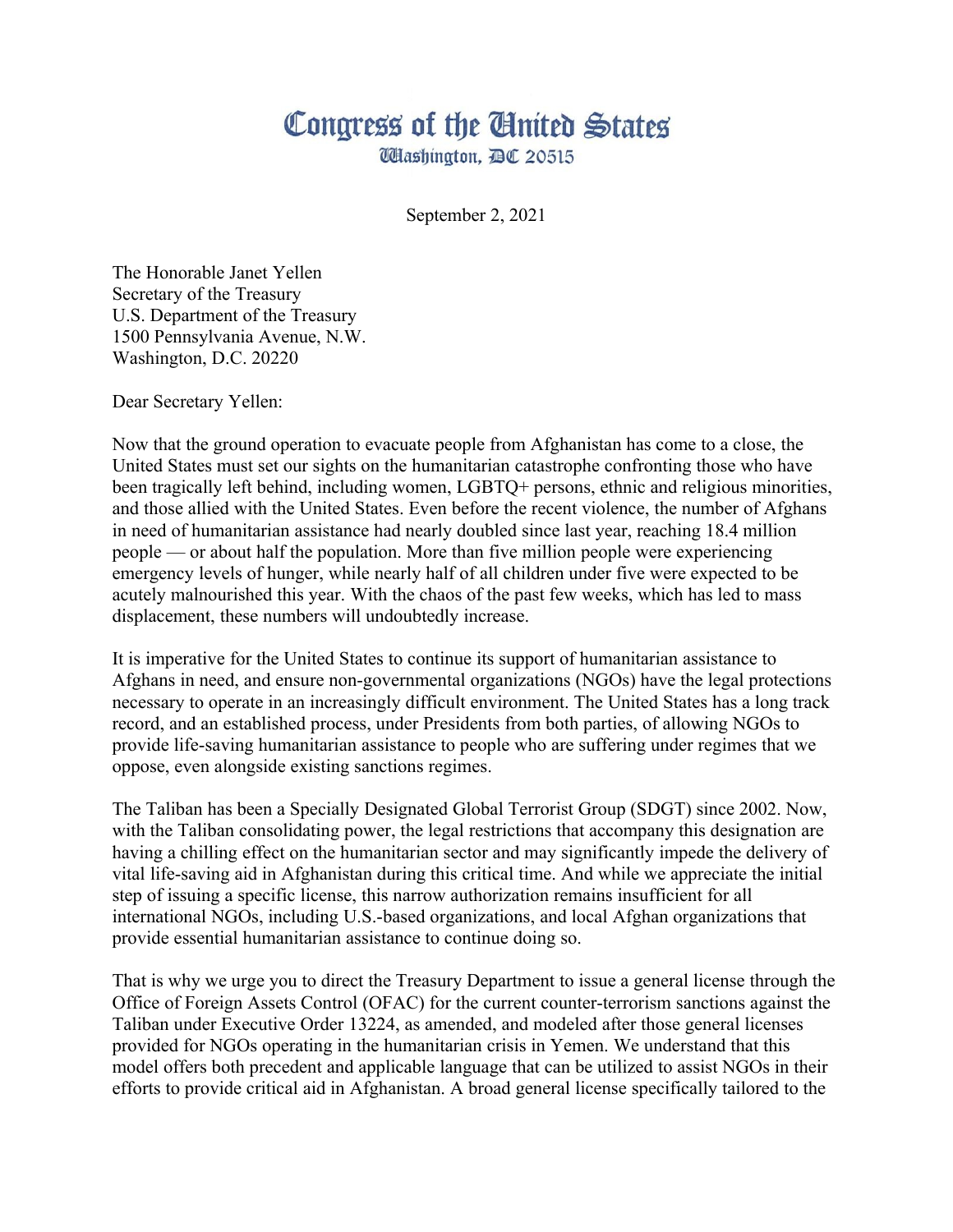# Congress of the United States

Washington, DC 20515

September 2, 2021

The Honorable Janet Yellen
Secretary of the Treasury
U.S. Department of the Treasury
1500 Pennsylvania Avenue, N.W.
Washington, D.C. 20220

Dear Secretary Yellen:

Now that the ground operation to evacuate people from Afghanistan has come to a close, the United States must set our sights on the humanitarian catastrophe confronting those who have been tragically left behind, including women, LGBTQ+ persons, ethnic and religious minorities, and those allied with the United States. Even before the recent violence, the number of Afghans in need of humanitarian assistance had nearly doubled since last year, reaching 18.4 million people — or about half the population. More than five million people were experiencing emergency levels of hunger, while nearly half of all children under five were expected to be acutely malnourished this year. With the chaos of the past few weeks, which has led to mass displacement, these numbers will undoubtedly increase.

It is imperative for the United States to continue its support of humanitarian assistance to Afghans in need, and ensure non-governmental organizations (NGOs) have the legal protections necessary to operate in an increasingly difficult environment. The United States has a long track record, and an established process, under Presidents from both parties, of allowing NGOs to provide life-saving humanitarian assistance to people who are suffering under regimes that we oppose, even alongside existing sanctions regimes.

The Taliban has been a Specially Designated Global Terrorist Group (SDGT) since 2002. Now, with the Taliban consolidating power, the legal restrictions that accompany this designation are having a chilling effect on the humanitarian sector and may significantly impede the delivery of vital life-saving aid in Afghanistan during this critical time. And while we appreciate the initial step of issuing a specific license, this narrow authorization remains insufficient for all international NGOs, including U.S.-based organizations, and local Afghan organizations that provide essential humanitarian assistance to continue doing so.

That is why we urge you to direct the Treasury Department to issue a general license through the Office of Foreign Assets Control (OFAC) for the current counter-terrorism sanctions against the Taliban under Executive Order 13224, as amended, and modeled after those general licenses provided for NGOs operating in the humanitarian crisis in Yemen. We understand that this model offers both precedent and applicable language that can be utilized to assist NGOs in their efforts to provide critical aid in Afghanistan. A broad general license specifically tailored to the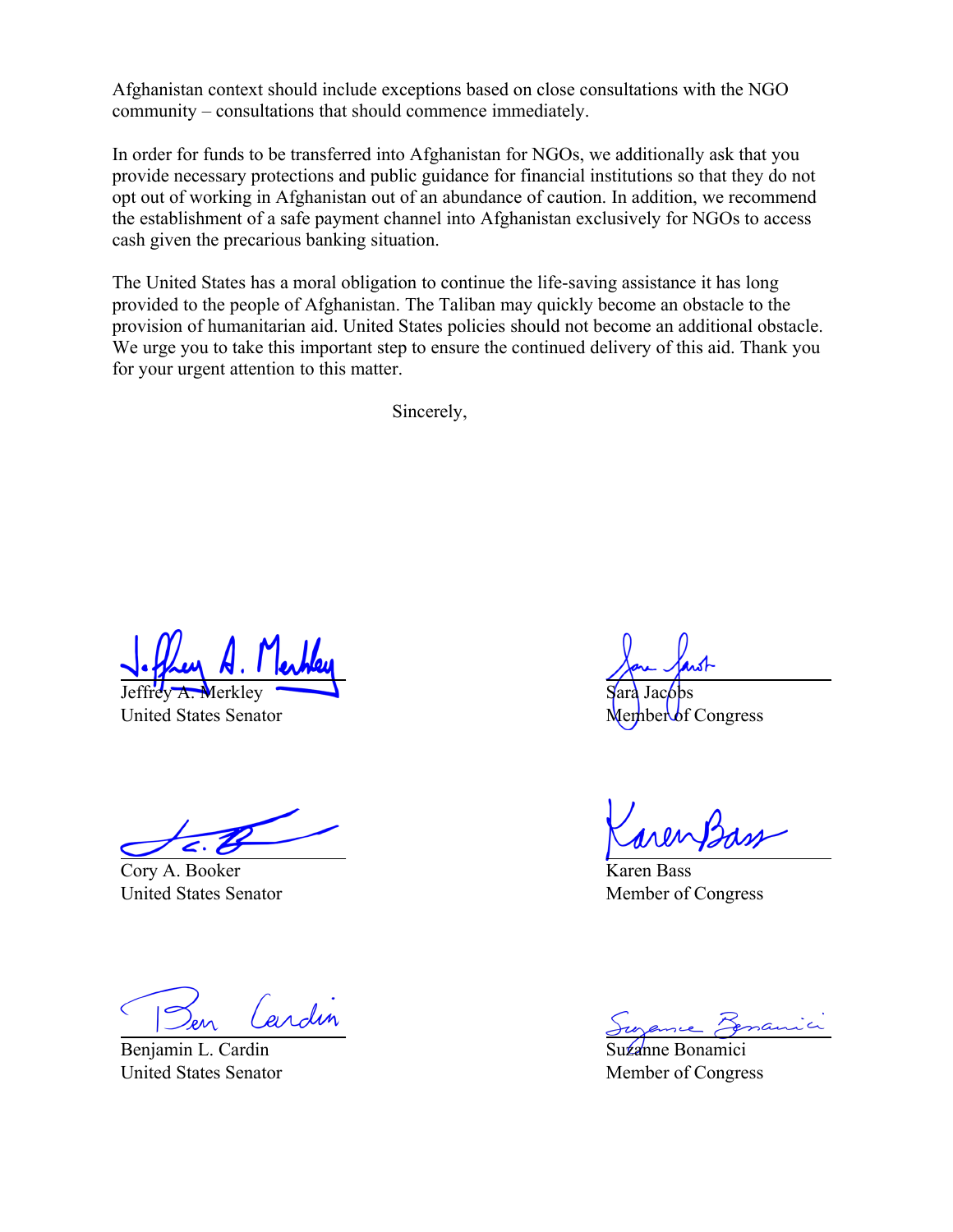Afghanistan context should include exceptions based on close consultations with the NGO community – consultations that should commence immediately.

In order for funds to be transferred into Afghanistan for NGOs, we additionally ask that you provide necessary protections and public guidance for financial institutions so that they do not opt out of working in Afghanistan out of an abundance of caution. In addition, we recommend the establishment of a safe payment channel into Afghanistan exclusively for NGOs to access cash given the precarious banking situation.

The United States has a moral obligation to continue the life-saving assistance it has long provided to the people of Afghanistan. The Taliban may quickly become an obstacle to the provision of humanitarian aid. United States policies should not become an additional obstacle. We urge you to take this important step to ensure the continued delivery of this aid. Thank you for your urgent attention to this matter.

Sincerely,

Jeffrey A. Merkley
United States Senator

Sara Jacobs
Member of Congress

Cory A. Booker
United States Senator

Karen Bass
Member of Congress

Benjamin L. Cardin
United States Senator

Suzanne Bonamici
Member of Congress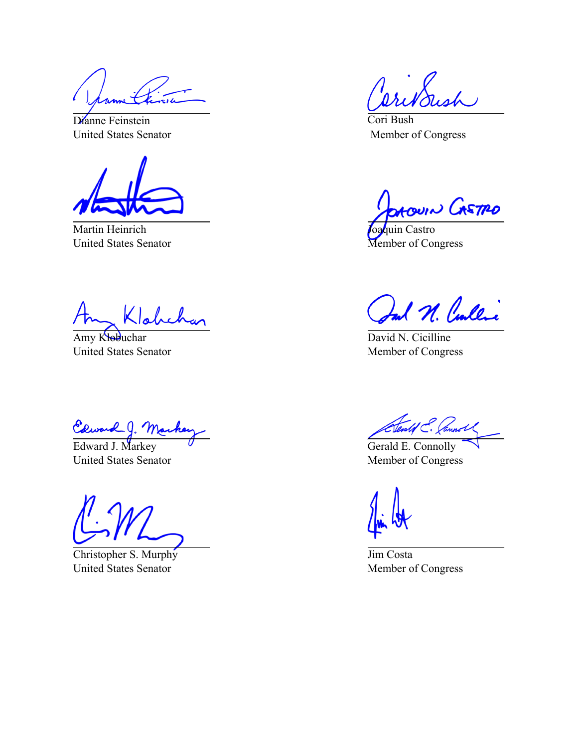Dianne Feinstein
United States Senator

Cori Bush
Member of Congress

Martin Heinrich
United States Senator

Joaquin Castro
Member of Congress

Amy Klobuchar
United States Senator

David N. Cicilline
Member of Congress

Edward J. Markey
United States Senator

Gerald E. Connolly
Member of Congress

Christopher S. Murphy
United States Senator

Jim Costa
Member of Congress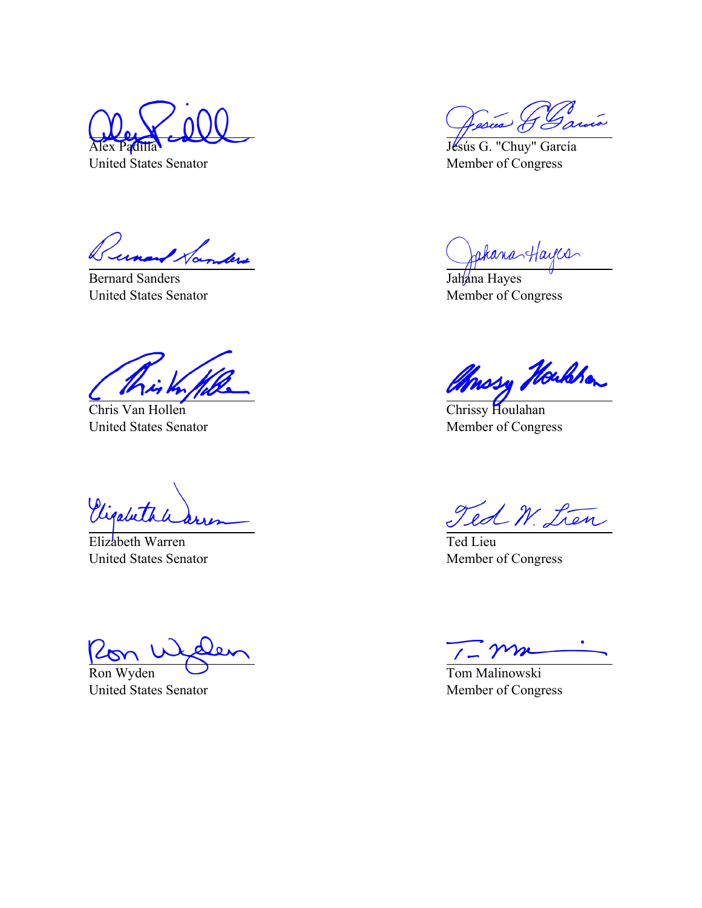Alex Padilla
United States Senator

Jesús G. "Chuy" García
Member of Congress

Bernard Sanders
United States Senator

Jahana Hayes
Member of Congress

Chris Van Hollen
United States Senator

Chrissy Houlahan
Member of Congress

Elizabeth Warren
United States Senator

Ted Lieu
Member of Congress

Ron Wyden
United States Senator

Tom Malinowski
Member of Congress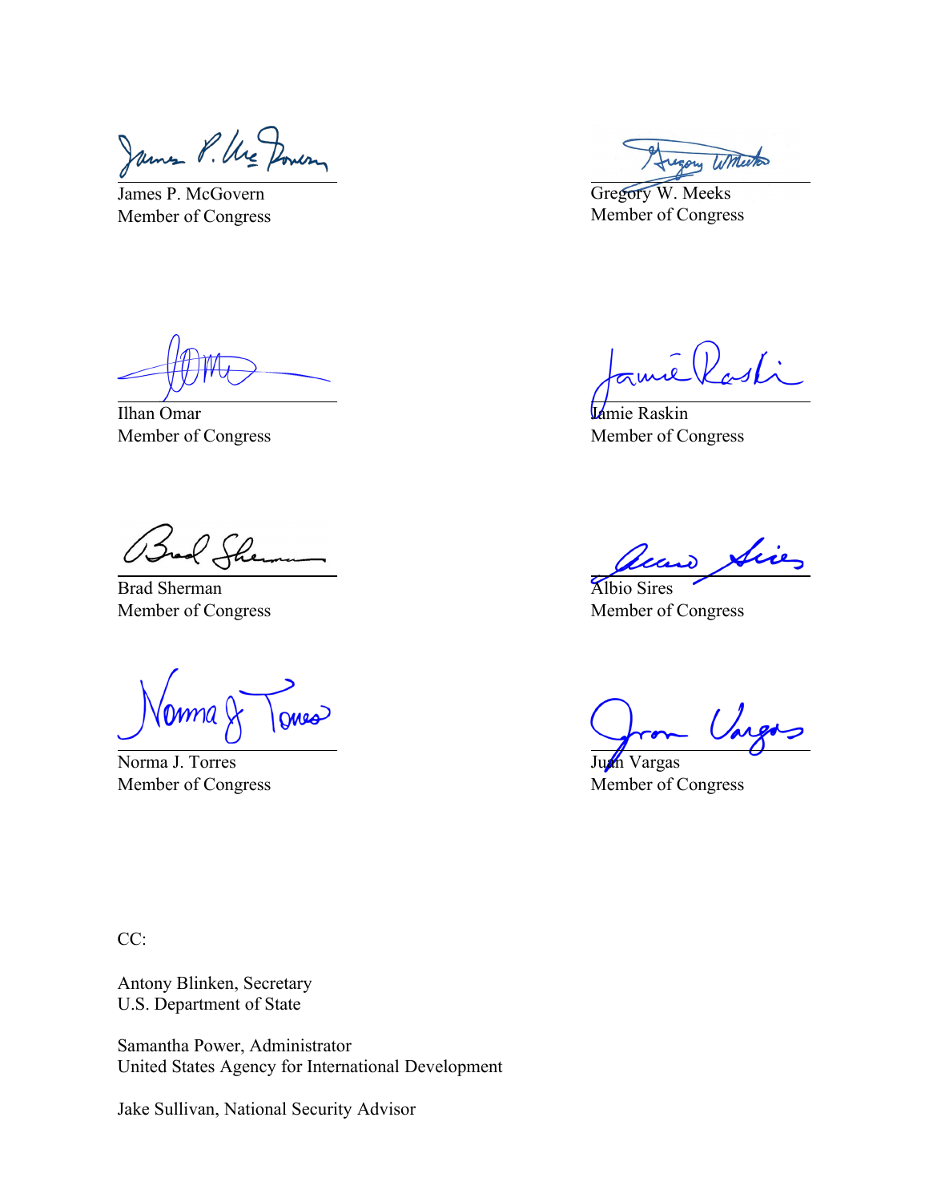James P. McGovern
Member of Congress

Gregory W. Meeks
Member of Congress

Ilhan Omar
Member of Congress

Jamie Raskin
Member of Congress

Brad Sherman
Member of Congress

Albio Sires
Member of Congress

Norma J. Torres
Member of Congress

Juan Vargas
Member of Congress

CC:

Antony Blinken, Secretary
U.S. Department of State

Samantha Power, Administrator
United States Agency for International Development

Jake Sullivan, National Security Advisor